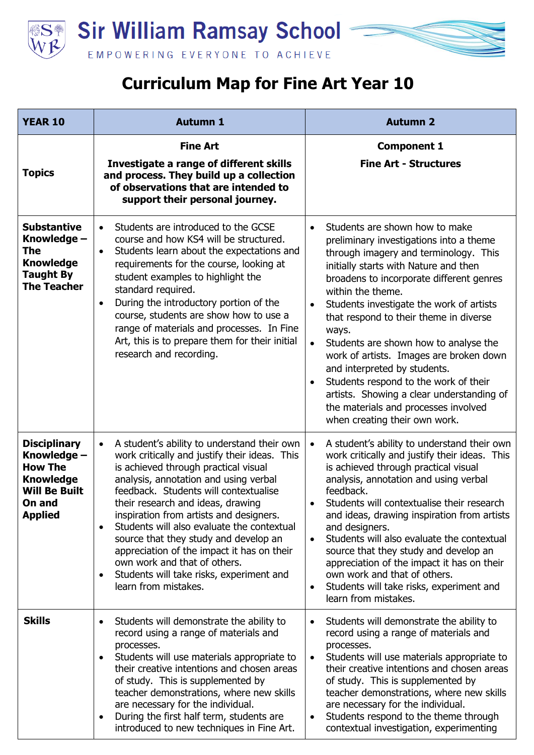# Sir William Ramsay School

EMPOWERING EVERYONE TO ACHIEVE

## Curriculum Map for Fine Art Year 10

| YEAR 10 | Autumn 1 | Autumn 2 |
|---|---|---|
| **Topics** | **Fine Art**<br><br>**Investigate a range of different skills and process. They build up a collection of observations that are intended to support their personal journey.** | **Component 1**<br><br>**Fine Art - Structures** |
| **Substantive Knowledge – The Knowledge Taught By The Teacher** | • Students are introduced to the GCSE course and how KS4 will be structured.<br>• Students learn about the expectations and requirements for the course, looking at student examples to highlight the standard required.<br>• During the introductory portion of the course, students are show how to use a range of materials and processes. In Fine Art, this is to prepare them for their initial research and recording. | • Students are shown how to make preliminary investigations into a theme through imagery and terminology. This initially starts with Nature and then broadens to incorporate different genres within the theme.<br>• Students investigate the work of artists that respond to their theme in diverse ways.<br>• Students are shown how to analyse the work of artists. Images are broken down and interpreted by students.<br>• Students respond to the work of their artists. Showing a clear understanding of the materials and processes involved when creating their own work. |
| **Disciplinary Knowledge – How The Knowledge Will Be Built On and Applied** | • A student's ability to understand their own work critically and justify their ideas. This is achieved through practical visual analysis, annotation and using verbal feedback. Students will contextualise their research and ideas, drawing inspiration from artists and designers.<br>• Students will also evaluate the contextual source that they study and develop an appreciation of the impact it has on their own work and that of others.<br>• Students will take risks, experiment and learn from mistakes. | • A student's ability to understand their own work critically and justify their ideas. This is achieved through practical visual analysis, annotation and using verbal feedback.<br>• Students will contextualise their research and ideas, drawing inspiration from artists and designers.<br>• Students will also evaluate the contextual source that they study and develop an appreciation of the impact it has on their own work and that of others.<br>• Students will take risks, experiment and learn from mistakes. |
| **Skills** | • Students will demonstrate the ability to record using a range of materials and processes.<br>• Students will use materials appropriate to their creative intentions and chosen areas of study. This is supplemented by teacher demonstrations, where new skills are necessary for the individual.<br>• During the first half term, students are introduced to new techniques in Fine Art. | • Students will demonstrate the ability to record using a range of materials and processes.<br>• Students will use materials appropriate to their creative intentions and chosen areas of study. This is supplemented by teacher demonstrations, where new skills are necessary for the individual.<br>• Students respond to the theme through contextual investigation, experimenting |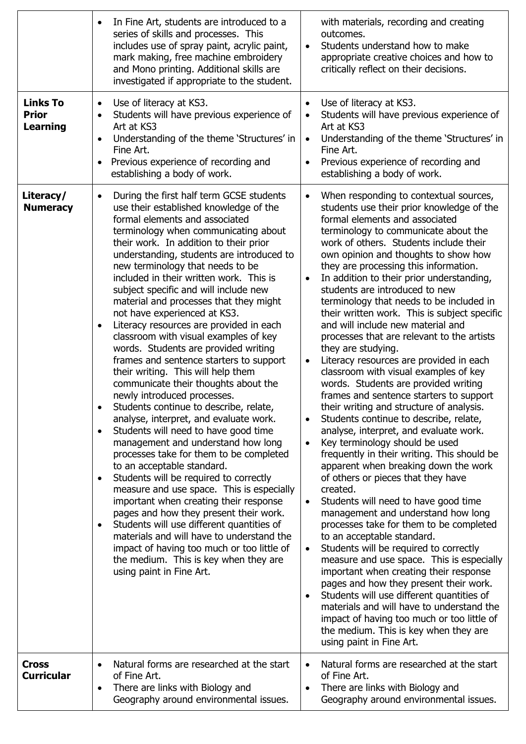| | | |
|---|---|---|
| | • In Fine Art, students are introduced to a series of skills and processes. This includes use of spray paint, acrylic paint, mark making, free machine embroidery and Mono printing. Additional skills are investigated if appropriate to the student. | with materials, recording and creating outcomes.<br>• Students understand how to make appropriate creative choices and how to critically reflect on their decisions. |
| **Links To Prior Learning** | • Use of literacy at KS3.<br>• Students will have previous experience of Art at KS3<br>• Understanding of the theme 'Structures' in Fine Art.<br>• Previous experience of recording and establishing a body of work. | • Use of literacy at KS3.<br>• Students will have previous experience of Art at KS3<br>• Understanding of the theme 'Structures' in Fine Art.<br>• Previous experience of recording and establishing a body of work. |
| **Literacy/ Numeracy** | • During the first half term GCSE students use their established knowledge of the formal elements and associated terminology when communicating about their work. In addition to their prior understanding, students are introduced to new terminology that needs to be included in their written work. This is subject specific and will include new material and processes that they might not have experienced at KS3.<br>• Literacy resources are provided in each classroom with visual examples of key words. Students are provided writing frames and sentence starters to support their writing. This will help them communicate their thoughts about the newly introduced processes.<br>• Students continue to describe, relate, analyse, interpret, and evaluate work.<br>• Students will need to have good time management and understand how long processes take for them to be completed to an acceptable standard.<br>• Students will be required to correctly measure and use space. This is especially important when creating their response pages and how they present their work.<br>• Students will use different quantities of materials and will have to understand the impact of having too much or too little of the medium. This is key when they are using paint in Fine Art. | • When responding to contextual sources, students use their prior knowledge of the formal elements and associated terminology to communicate about the work of others. Students include their own opinion and thoughts to show how they are processing this information.<br>• In addition to their prior understanding, students are introduced to new terminology that needs to be included in their written work. This is subject specific and will include new material and processes that are relevant to the artists they are studying.<br>• Literacy resources are provided in each classroom with visual examples of key words. Students are provided writing frames and sentence starters to support their writing and structure of analysis.<br>• Students continue to describe, relate, analyse, interpret, and evaluate work.<br>• Key terminology should be used frequently in their writing. This should be apparent when breaking down the work of others or pieces that they have created.<br>• Students will need to have good time management and understand how long processes take for them to be completed to an acceptable standard.<br>• Students will be required to correctly measure and use space. This is especially important when creating their response pages and how they present their work.<br>• Students will use different quantities of materials and will have to understand the impact of having too much or too little of the medium. This is key when they are using paint in Fine Art. |
| **Cross Curricular** | • Natural forms are researched at the start of Fine Art.<br>• There are links with Biology and Geography around environmental issues. | • Natural forms are researched at the start of Fine Art.<br>• There are links with Biology and Geography around environmental issues. |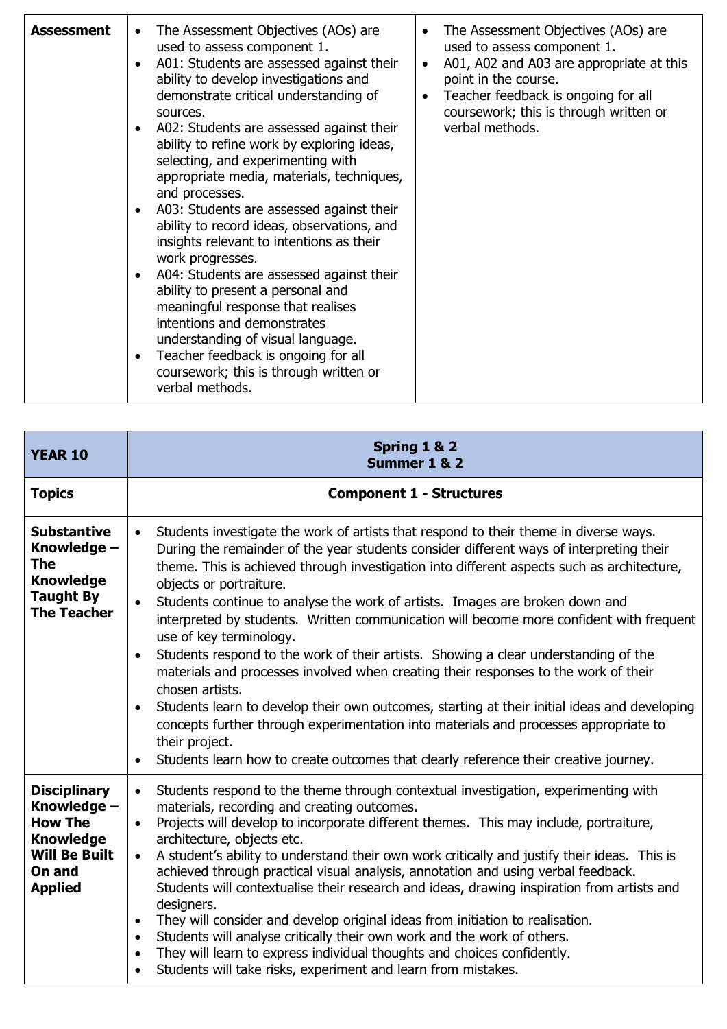| **Assessment** | <ul><li>The Assessment Objectives (AOs) are used to assess component 1.</li><li>A01: Students are assessed against their ability to develop investigations and demonstrate critical understanding of sources.</li><li>A02: Students are assessed against their ability to refine work by exploring ideas, selecting, and experimenting with appropriate media, materials, techniques, and processes.</li><li>A03: Students are assessed against their ability to record ideas, observations, and insights relevant to intentions as their work progresses.</li><li>A04: Students are assessed against their ability to present a personal and meaningful response that realises intentions and demonstrates understanding of visual language.</li><li>Teacher feedback is ongoing for all coursework; this is through written or verbal methods.</li></ul> | <ul><li>The Assessment Objectives (AOs) are used to assess component 1.</li><li>A01, A02 and A03 are appropriate at this point in the course.</li><li>Teacher feedback is ongoing for all coursework; this is through written or verbal methods.</li></ul> |
|---|---|---|

| **YEAR 10** | **Spring 1 & 2**<br>**Summer 1 & 2** |
|---|---|
| **Topics** | **Component 1 - Structures** |
| **Substantive Knowledge – The Knowledge Taught By The Teacher** | <ul><li>Students investigate the work of artists that respond to their theme in diverse ways. During the remainder of the year students consider different ways of interpreting their theme. This is achieved through investigation into different aspects such as architecture, objects or portraiture.</li><li>Students continue to analyse the work of artists. Images are broken down and interpreted by students. Written communication will become more confident with frequent use of key terminology.</li><li>Students respond to the work of their artists. Showing a clear understanding of the materials and processes involved when creating their responses to the work of their chosen artists.</li><li>Students learn to develop their own outcomes, starting at their initial ideas and developing concepts further through experimentation into materials and processes appropriate to their project.</li><li>Students learn how to create outcomes that clearly reference their creative journey.</li></ul> |
| **Disciplinary Knowledge – How The Knowledge Will Be Built On and Applied** | <ul><li>Students respond to the theme through contextual investigation, experimenting with materials, recording and creating outcomes.</li><li>Projects will develop to incorporate different themes. This may include, portraiture, architecture, objects etc.</li><li>A student's ability to understand their own work critically and justify their ideas. This is achieved through practical visual analysis, annotation and using verbal feedback. Students will contextualise their research and ideas, drawing inspiration from artists and designers.</li><li>They will consider and develop original ideas from initiation to realisation.</li><li>Students will analyse critically their own work and the work of others.</li><li>They will learn to express individual thoughts and choices confidently.</li><li>Students will take risks, experiment and learn from mistakes.</li></ul> |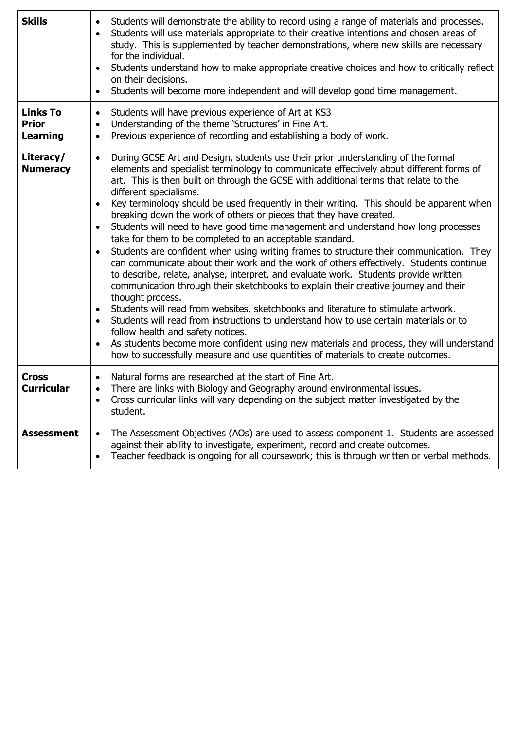| | |
|---|---|
| **Skills** | • Students will demonstrate the ability to record using a range of materials and processes.<br>• Students will use materials appropriate to their creative intentions and chosen areas of study. This is supplemented by teacher demonstrations, where new skills are necessary for the individual.<br>• Students understand how to make appropriate creative choices and how to critically reflect on their decisions.<br>• Students will become more independent and will develop good time management. |
| **Links To Prior Learning** | • Students will have previous experience of Art at KS3<br>• Understanding of the theme 'Structures' in Fine Art.<br>• Previous experience of recording and establishing a body of work. |
| **Literacy/ Numeracy** | • During GCSE Art and Design, students use their prior understanding of the formal elements and specialist terminology to communicate effectively about different forms of art. This is then built on through the GCSE with additional terms that relate to the different specialisms.<br>• Key terminology should be used frequently in their writing. This should be apparent when breaking down the work of others or pieces that they have created.<br>• Students will need to have good time management and understand how long processes take for them to be completed to an acceptable standard.<br>• Students are confident when using writing frames to structure their communication. They can communicate about their work and the work of others effectively. Students continue to describe, relate, analyse, interpret, and evaluate work. Students provide written communication through their sketchbooks to explain their creative journey and their thought process.<br>• Students will read from websites, sketchbooks and literature to stimulate artwork.<br>• Students will read from instructions to understand how to use certain materials or to follow health and safety notices.<br>• As students become more confident using new materials and process, they will understand how to successfully measure and use quantities of materials to create outcomes. |
| **Cross Curricular** | • Natural forms are researched at the start of Fine Art.<br>• There are links with Biology and Geography around environmental issues.<br>• Cross curricular links will vary depending on the subject matter investigated by the student. |
| **Assessment** | • The Assessment Objectives (AOs) are used to assess component 1. Students are assessed against their ability to investigate, experiment, record and create outcomes.<br>• Teacher feedback is ongoing for all coursework; this is through written or verbal methods. |